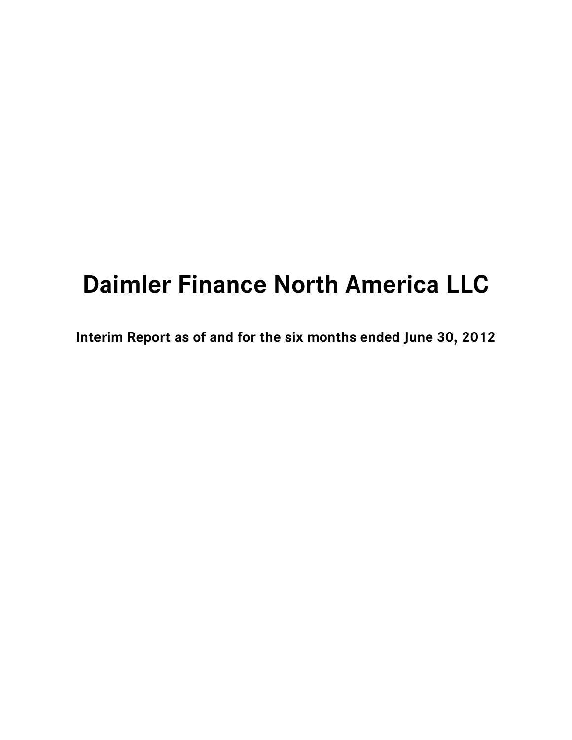# Daimler Finance North America LLC

**Interim Report as of and for the six months ended June 30, 2012**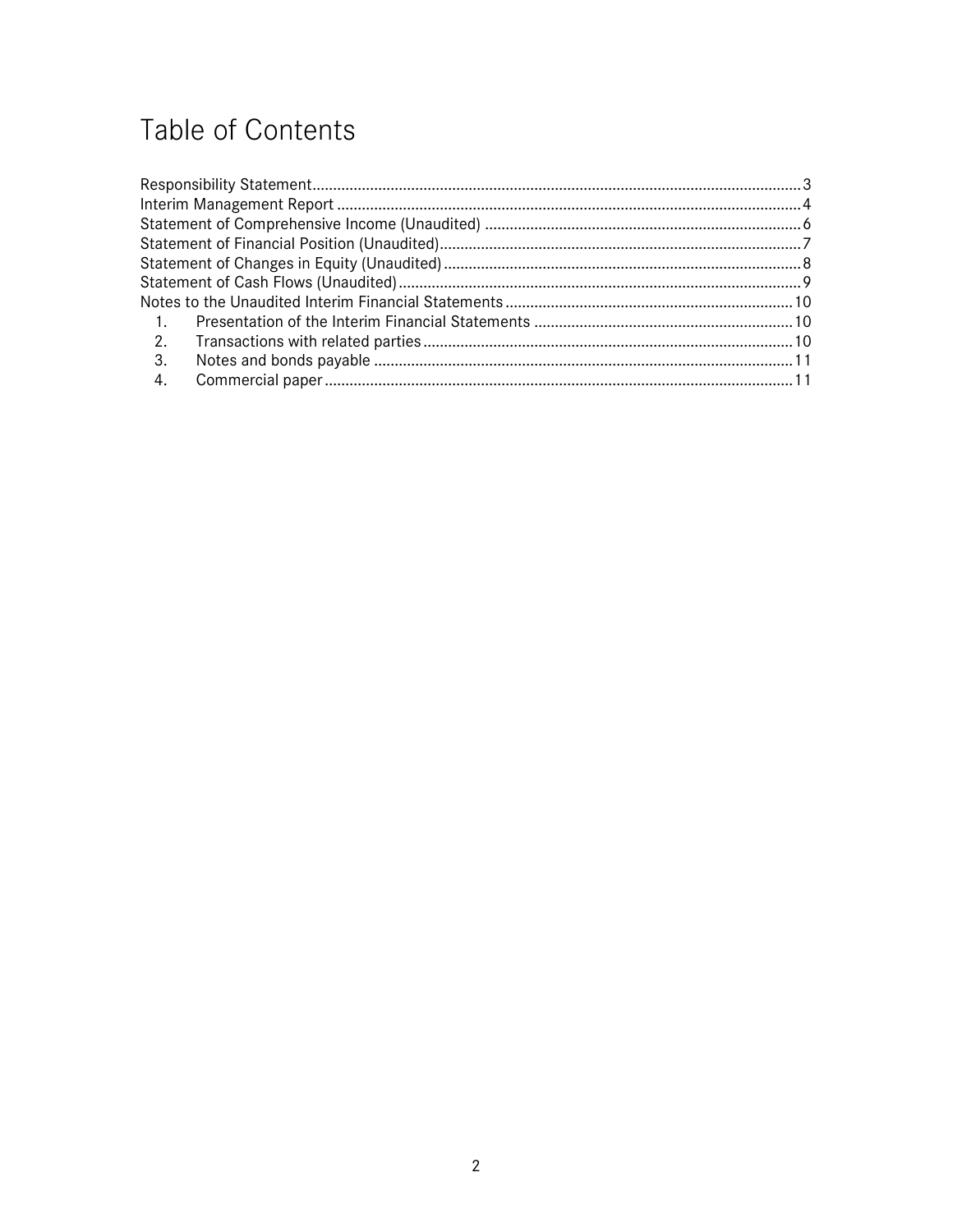# Table of Contents

Responsibility Statement ..... 3
Interim Management Report ..... 4
Statement of Comprehensive Income (Unaudited) ..... 6
Statement of Financial Position (Unaudited) ..... 7
Statement of Changes in Equity (Unaudited) ..... 8
Statement of Cash Flows (Unaudited) ..... 9
Notes to the Unaudited Interim Financial Statements ..... 10

1. Presentation of the Interim Financial Statements ..... 10
2. Transactions with related parties ..... 10
3. Notes and bonds payable ..... 11
4. Commercial paper ..... 11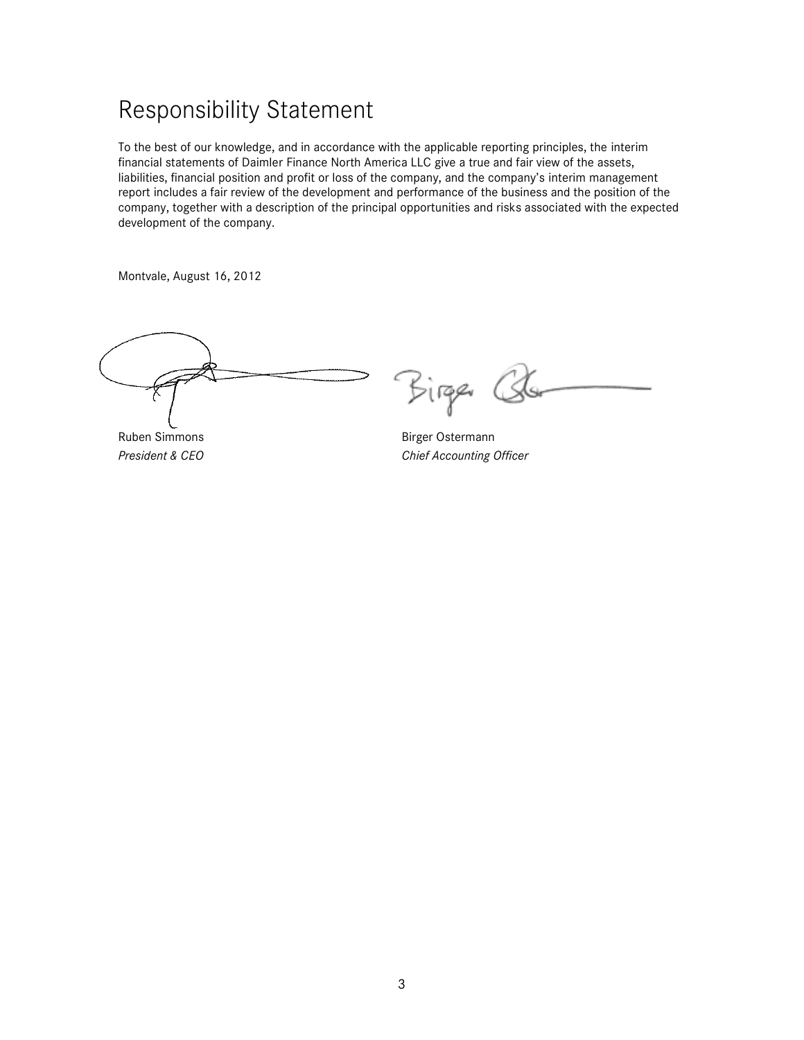# Responsibility Statement

To the best of our knowledge, and in accordance with the applicable reporting principles, the interim financial statements of Daimler Finance North America LLC give a true and fair view of the assets, liabilities, financial position and profit or loss of the company, and the company's interim management report includes a fair review of the development and performance of the business and the position of the company, together with a description of the principal opportunities and risks associated with the expected development of the company.

Montvale, August 16, 2012

| | |
|---|---|
| Ruben Simmons | Birger Ostermann |
| *President & CEO* | *Chief Accounting Officer* |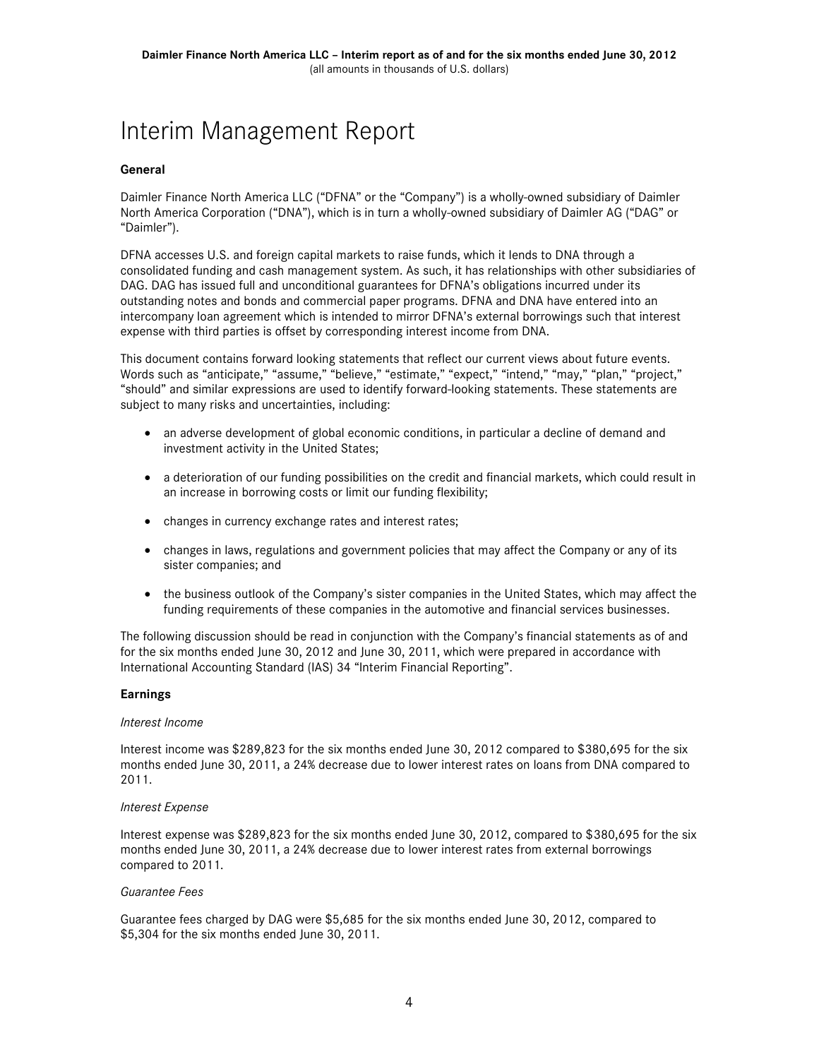# Interim Management Report

**General**

Daimler Finance North America LLC ("DFNA" or the "Company") is a wholly-owned subsidiary of Daimler North America Corporation ("DNA"), which is in turn a wholly-owned subsidiary of Daimler AG ("DAG" or "Daimler").

DFNA accesses U.S. and foreign capital markets to raise funds, which it lends to DNA through a consolidated funding and cash management system. As such, it has relationships with other subsidiaries of DAG. DAG has issued full and unconditional guarantees for DFNA's obligations incurred under its outstanding notes and bonds and commercial paper programs. DFNA and DNA have entered into an intercompany loan agreement which is intended to mirror DFNA's external borrowings such that interest expense with third parties is offset by corresponding interest income from DNA.

This document contains forward looking statements that reflect our current views about future events. Words such as "anticipate," "assume," "believe," "estimate," "expect," "intend," "may," "plan," "project," "should" and similar expressions are used to identify forward-looking statements. These statements are subject to many risks and uncertainties, including:

- an adverse development of global economic conditions, in particular a decline of demand and investment activity in the United States;
- a deterioration of our funding possibilities on the credit and financial markets, which could result in an increase in borrowing costs or limit our funding flexibility;
- changes in currency exchange rates and interest rates;
- changes in laws, regulations and government policies that may affect the Company or any of its sister companies; and
- the business outlook of the Company's sister companies in the United States, which may affect the funding requirements of these companies in the automotive and financial services businesses.

The following discussion should be read in conjunction with the Company's financial statements as of and for the six months ended June 30, 2012 and June 30, 2011, which were prepared in accordance with International Accounting Standard (IAS) 34 "Interim Financial Reporting".

**Earnings**

*Interest Income*

Interest income was $289,823 for the six months ended June 30, 2012 compared to $380,695 for the six months ended June 30, 2011, a 24% decrease due to lower interest rates on loans from DNA compared to 2011.

*Interest Expense*

Interest expense was $289,823 for the six months ended June 30, 2012, compared to $380,695 for the six months ended June 30, 2011, a 24% decrease due to lower interest rates from external borrowings compared to 2011.

*Guarantee Fees*

Guarantee fees charged by DAG were $5,685 for the six months ended June 30, 2012, compared to $5,304 for the six months ended June 30, 2011.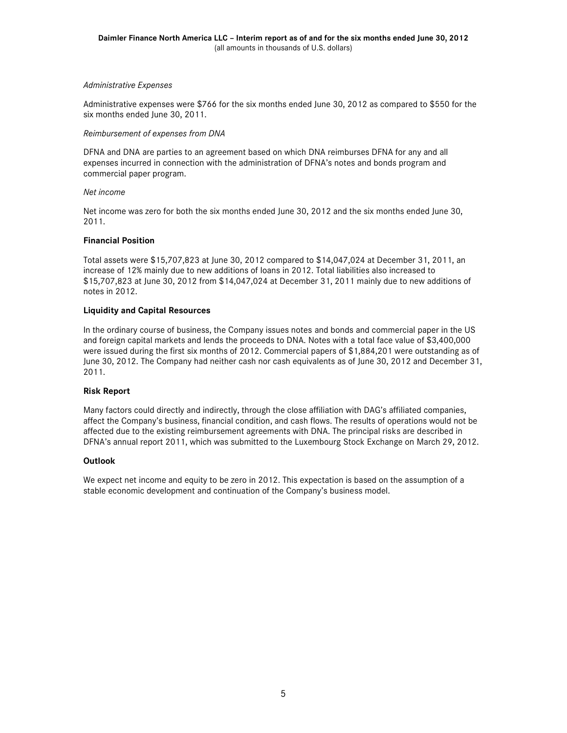*Administrative Expenses*

Administrative expenses were $766 for the six months ended June 30, 2012 as compared to $550 for the six months ended June 30, 2011.

*Reimbursement of expenses from DNA*

DFNA and DNA are parties to an agreement based on which DNA reimburses DFNA for any and all expenses incurred in connection with the administration of DFNA's notes and bonds program and commercial paper program.

*Net income*

Net income was zero for both the six months ended June 30, 2012 and the six months ended June 30, 2011.

**Financial Position**

Total assets were $15,707,823 at June 30, 2012 compared to $14,047,024 at December 31, 2011, an increase of 12% mainly due to new additions of loans in 2012. Total liabilities also increased to $15,707,823 at June 30, 2012 from $14,047,024 at December 31, 2011 mainly due to new additions of notes in 2012.

**Liquidity and Capital Resources**

In the ordinary course of business, the Company issues notes and bonds and commercial paper in the US and foreign capital markets and lends the proceeds to DNA. Notes with a total face value of $3,400,000 were issued during the first six months of 2012. Commercial papers of $1,884,201 were outstanding as of June 30, 2012. The Company had neither cash nor cash equivalents as of June 30, 2012 and December 31, 2011.

**Risk Report**

Many factors could directly and indirectly, through the close affiliation with DAG's affiliated companies, affect the Company's business, financial condition, and cash flows. The results of operations would not be affected due to the existing reimbursement agreements with DNA. The principal risks are described in DFNA's annual report 2011, which was submitted to the Luxembourg Stock Exchange on March 29, 2012.

**Outlook**

We expect net income and equity to be zero in 2012. This expectation is based on the assumption of a stable economic development and continuation of the Company's business model.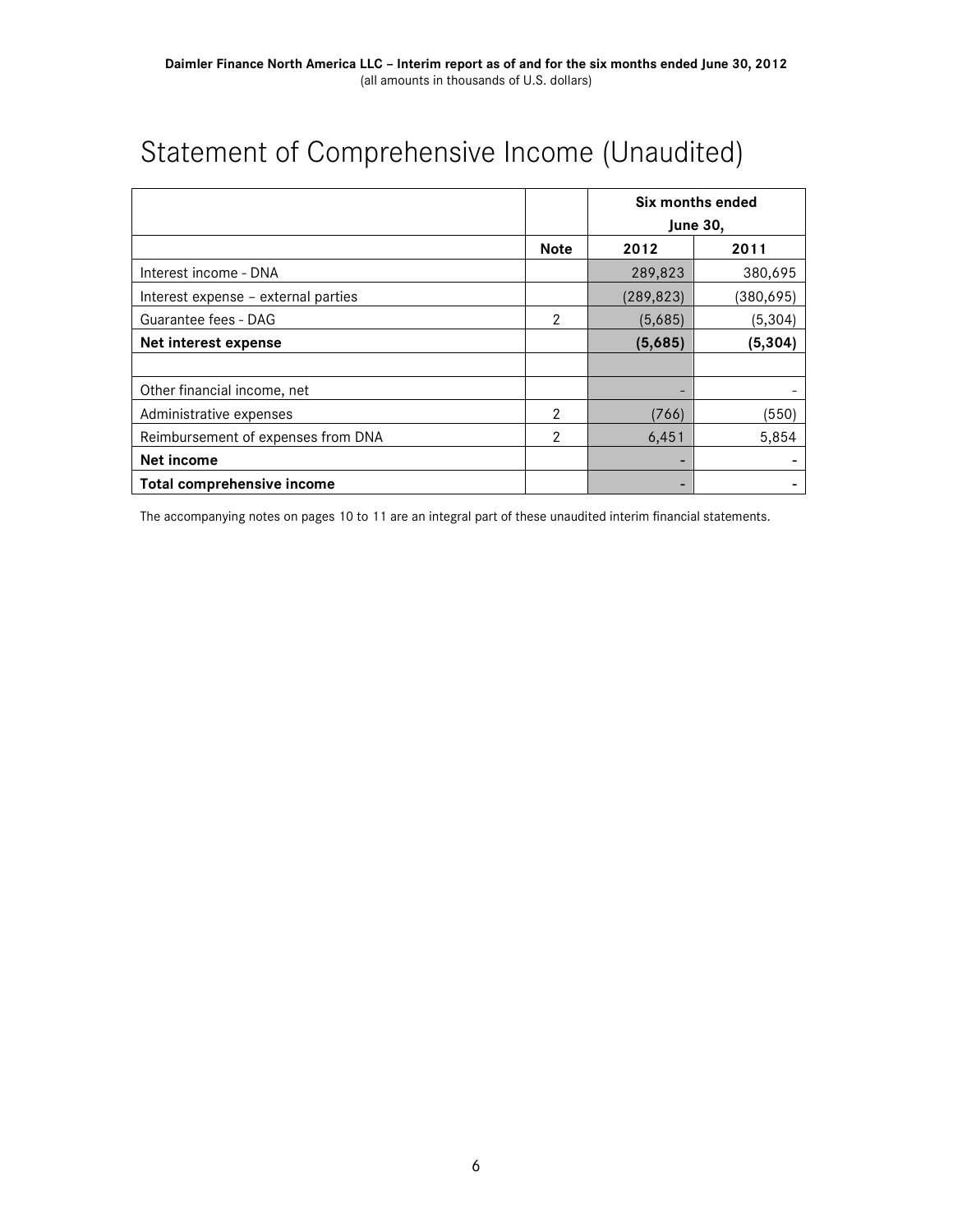# Statement of Comprehensive Income (Unaudited)

| | | Six months ended June 30, | |
|---|---|---|---|
| | **Note** | **2012** | **2011** |
| Interest income - DNA | | 289,823 | 380,695 |
| Interest expense – external parties | | (289,823) | (380,695) |
| Guarantee fees - DAG | 2 | (5,685) | (5,304) |
| **Net interest expense** | | **(5,685)** | **(5,304)** |
| | | | |
| Other financial income, net | | - | - |
| Administrative expenses | 2 | (766) | (550) |
| Reimbursement of expenses from DNA | 2 | 6,451 | 5,854 |
| **Net income** | | - | - |
| **Total comprehensive income** | | - | - |

The accompanying notes on pages 10 to 11 are an integral part of these unaudited interim financial statements.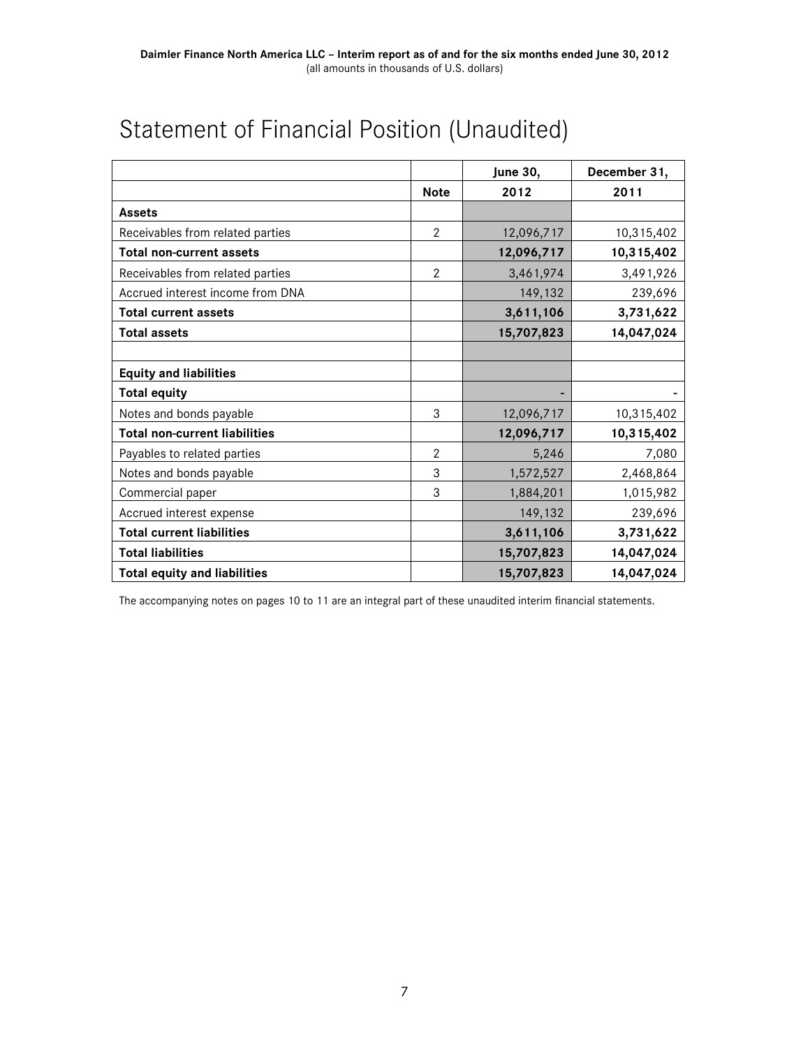Daimler Finance North America LLC – Interim report as of and for the six months ended June 30, 2012
(all amounts in thousands of U.S. dollars)

# Statement of Financial Position (Unaudited)

| | | June 30, | December 31, |
|---|---|---|---|
| | **Note** | **2012** | **2011** |
| **Assets** | | | |
| Receivables from related parties | 2 | 12,096,717 | 10,315,402 |
| **Total non-current assets** | | **12,096,717** | **10,315,402** |
| Receivables from related parties | 2 | 3,461,974 | 3,491,926 |
| Accrued interest income from DNA | | 149,132 | 239,696 |
| **Total current assets** | | **3,611,106** | **3,731,622** |
| **Total assets** | | **15,707,823** | **14,047,024** |
| | | | |
| **Equity and liabilities** | | | |
| **Total equity** | | - | - |
| Notes and bonds payable | 3 | 12,096,717 | 10,315,402 |
| **Total non-current liabilities** | | **12,096,717** | **10,315,402** |
| Payables to related parties | 2 | 5,246 | 7,080 |
| Notes and bonds payable | 3 | 1,572,527 | 2,468,864 |
| Commercial paper | 3 | 1,884,201 | 1,015,982 |
| Accrued interest expense | | 149,132 | 239,696 |
| **Total current liabilities** | | **3,611,106** | **3,731,622** |
| **Total liabilities** | | **15,707,823** | **14,047,024** |
| **Total equity and liabilities** | | **15,707,823** | **14,047,024** |

The accompanying notes on pages 10 to 11 are an integral part of these unaudited interim financial statements.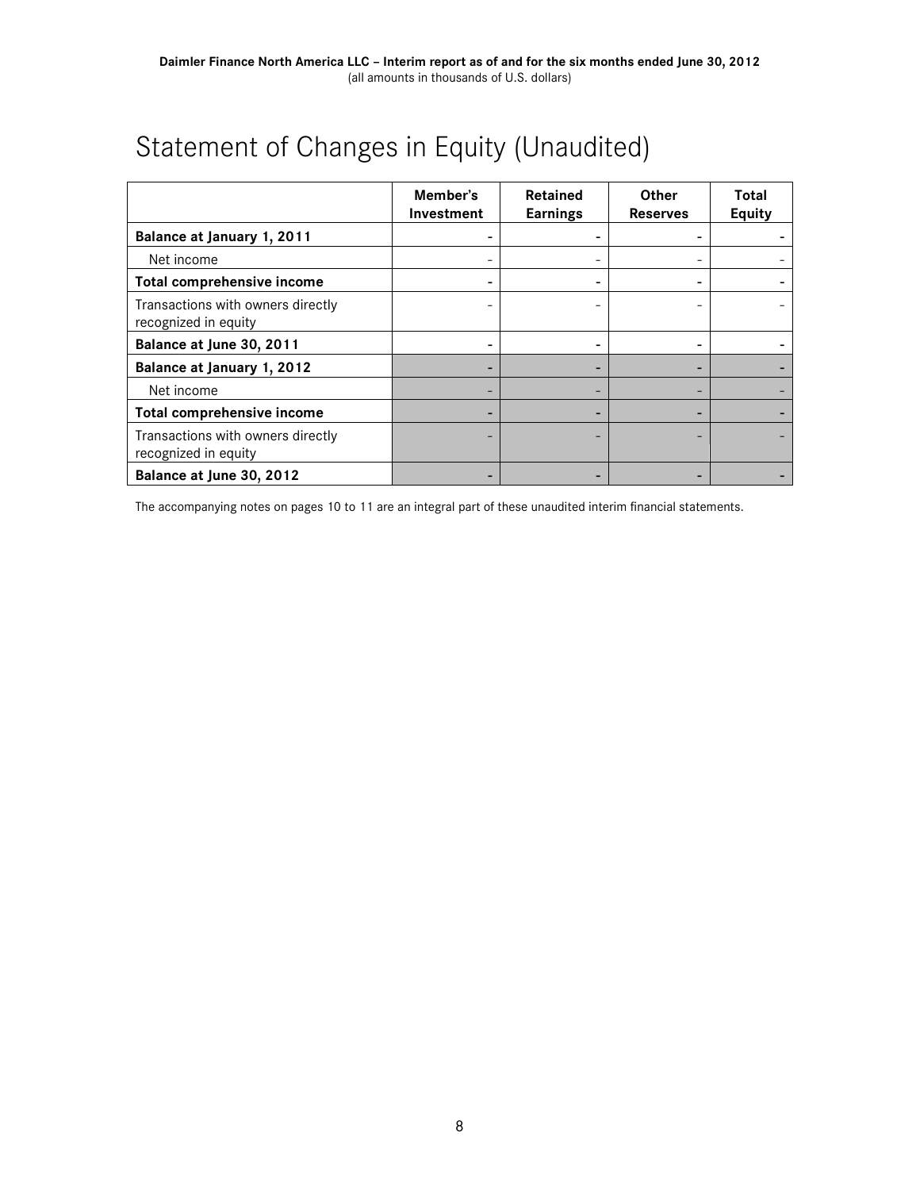# Statement of Changes in Equity (Unaudited)

| | Member's Investment | Retained Earnings | Other Reserves | Total Equity |
|---|---|---|---|---|
| **Balance at January 1, 2011** | **-** | **-** | **-** | **-** |
| Net income | - | - | - | - |
| **Total comprehensive income** | **-** | **-** | **-** | **-** |
| Transactions with owners directly recognized in equity | - | - | - | - |
| **Balance at June 30, 2011** | **-** | **-** | **-** | **-** |
| **Balance at January 1, 2012** | **-** | **-** | **-** | **-** |
| Net income | - | - | - | - |
| **Total comprehensive income** | **-** | **-** | **-** | **-** |
| Transactions with owners directly recognized in equity | - | - | - | - |
| **Balance at June 30, 2012** | **-** | **-** | **-** | **-** |

The accompanying notes on pages 10 to 11 are an integral part of these unaudited interim financial statements.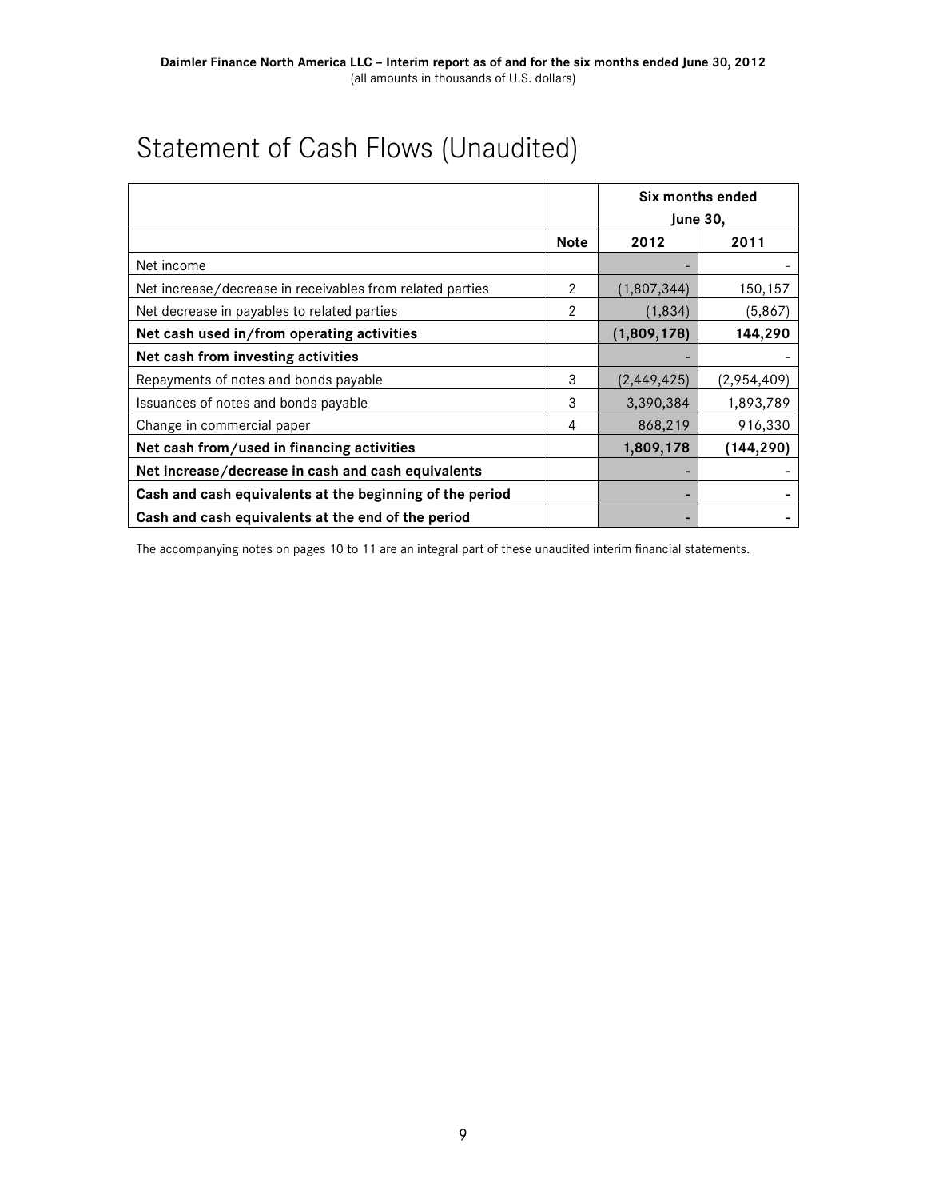# Statement of Cash Flows (Unaudited)

| | | Six months ended June 30, | |
|---|---|---|---|
| | **Note** | **2012** | **2011** |
| Net income | | - | - |
| Net increase/decrease in receivables from related parties | 2 | (1,807,344) | 150,157 |
| Net decrease in payables to related parties | 2 | (1,834) | (5,867) |
| **Net cash used in/from operating activities** | | **(1,809,178)** | **144,290** |
| **Net cash from investing activities** | | - | - |
| Repayments of notes and bonds payable | 3 | (2,449,425) | (2,954,409) |
| Issuances of notes and bonds payable | 3 | 3,390,384 | 1,893,789 |
| Change in commercial paper | 4 | 868,219 | 916,330 |
| **Net cash from/used in financing activities** | | **1,809,178** | **(144,290)** |
| **Net increase/decrease in cash and cash equivalents** | | - | - |
| **Cash and cash equivalents at the beginning of the period** | | - | - |
| **Cash and cash equivalents at the end of the period** | | - | - |

The accompanying notes on pages 10 to 11 are an integral part of these unaudited interim financial statements.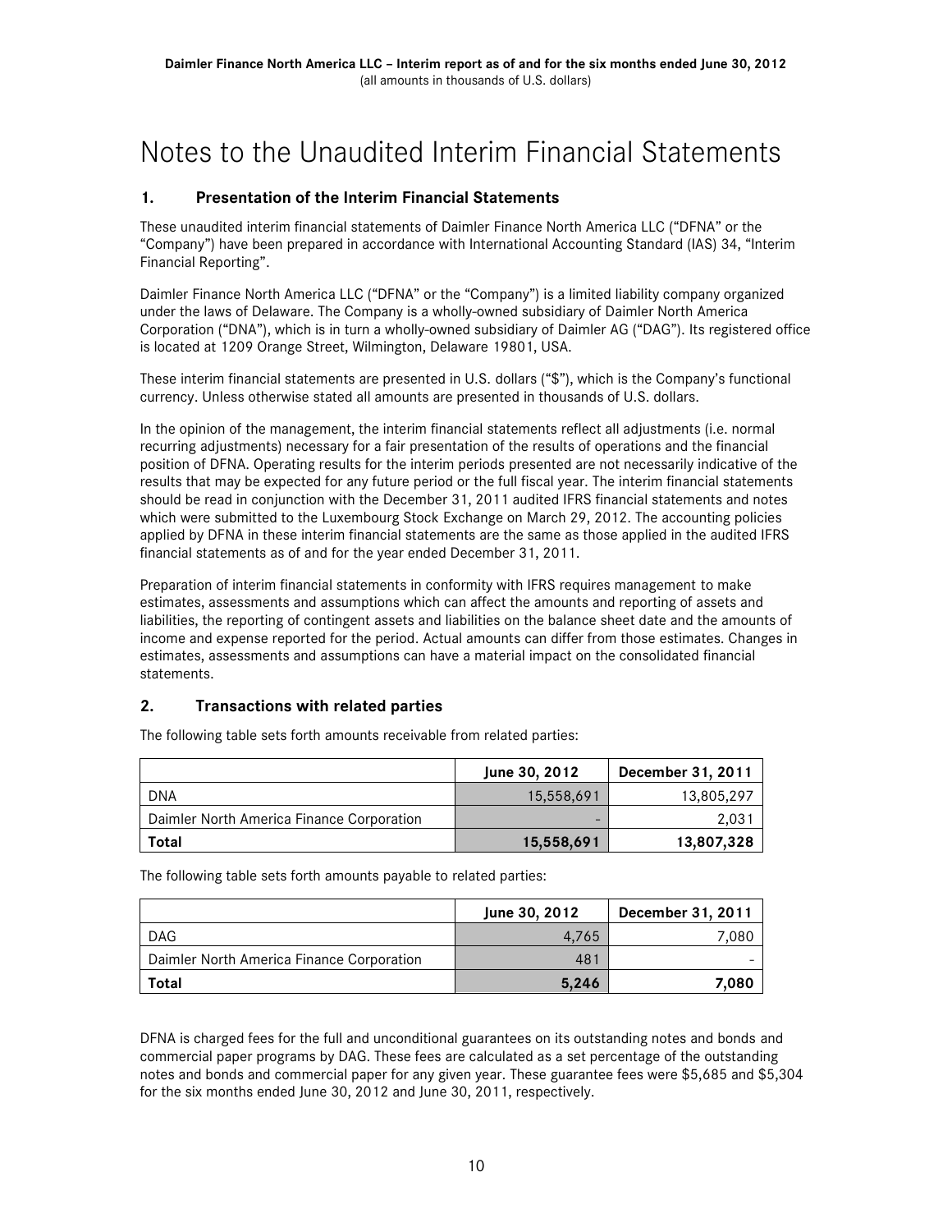# Notes to the Unaudited Interim Financial Statements

## 1. Presentation of the Interim Financial Statements

These unaudited interim financial statements of Daimler Finance North America LLC ("DFNA" or the "Company") have been prepared in accordance with International Accounting Standard (IAS) 34, "Interim Financial Reporting".

Daimler Finance North America LLC ("DFNA" or the "Company") is a limited liability company organized under the laws of Delaware. The Company is a wholly-owned subsidiary of Daimler North America Corporation ("DNA"), which is in turn a wholly-owned subsidiary of Daimler AG ("DAG"). Its registered office is located at 1209 Orange Street, Wilmington, Delaware 19801, USA.

These interim financial statements are presented in U.S. dollars ("$"), which is the Company's functional currency. Unless otherwise stated all amounts are presented in thousands of U.S. dollars.

In the opinion of the management, the interim financial statements reflect all adjustments (i.e. normal recurring adjustments) necessary for a fair presentation of the results of operations and the financial position of DFNA. Operating results for the interim periods presented are not necessarily indicative of the results that may be expected for any future period or the full fiscal year. The interim financial statements should be read in conjunction with the December 31, 2011 audited IFRS financial statements and notes which were submitted to the Luxembourg Stock Exchange on March 29, 2012. The accounting policies applied by DFNA in these interim financial statements are the same as those applied in the audited IFRS financial statements as of and for the year ended December 31, 2011.

Preparation of interim financial statements in conformity with IFRS requires management to make estimates, assessments and assumptions which can affect the amounts and reporting of assets and liabilities, the reporting of contingent assets and liabilities on the balance sheet date and the amounts of income and expense reported for the period. Actual amounts can differ from those estimates. Changes in estimates, assessments and assumptions can have a material impact on the consolidated financial statements.

## 2. Transactions with related parties

The following table sets forth amounts receivable from related parties:

| | June 30, 2012 | December 31, 2011 |
|---|---:|---:|
| DNA | 15,558,691 | 13,805,297 |
| Daimler North America Finance Corporation | - | 2,031 |
| **Total** | **15,558,691** | **13,807,328** |

The following table sets forth amounts payable to related parties:

| | June 30, 2012 | December 31, 2011 |
|---|---:|---:|
| DAG | 4,765 | 7,080 |
| Daimler North America Finance Corporation | 481 | - |
| **Total** | **5,246** | **7,080** |

DFNA is charged fees for the full and unconditional guarantees on its outstanding notes and bonds and commercial paper programs by DAG. These fees are calculated as a set percentage of the outstanding notes and bonds and commercial paper for any given year. These guarantee fees were $5,685 and $5,304 for the six months ended June 30, 2012 and June 30, 2011, respectively.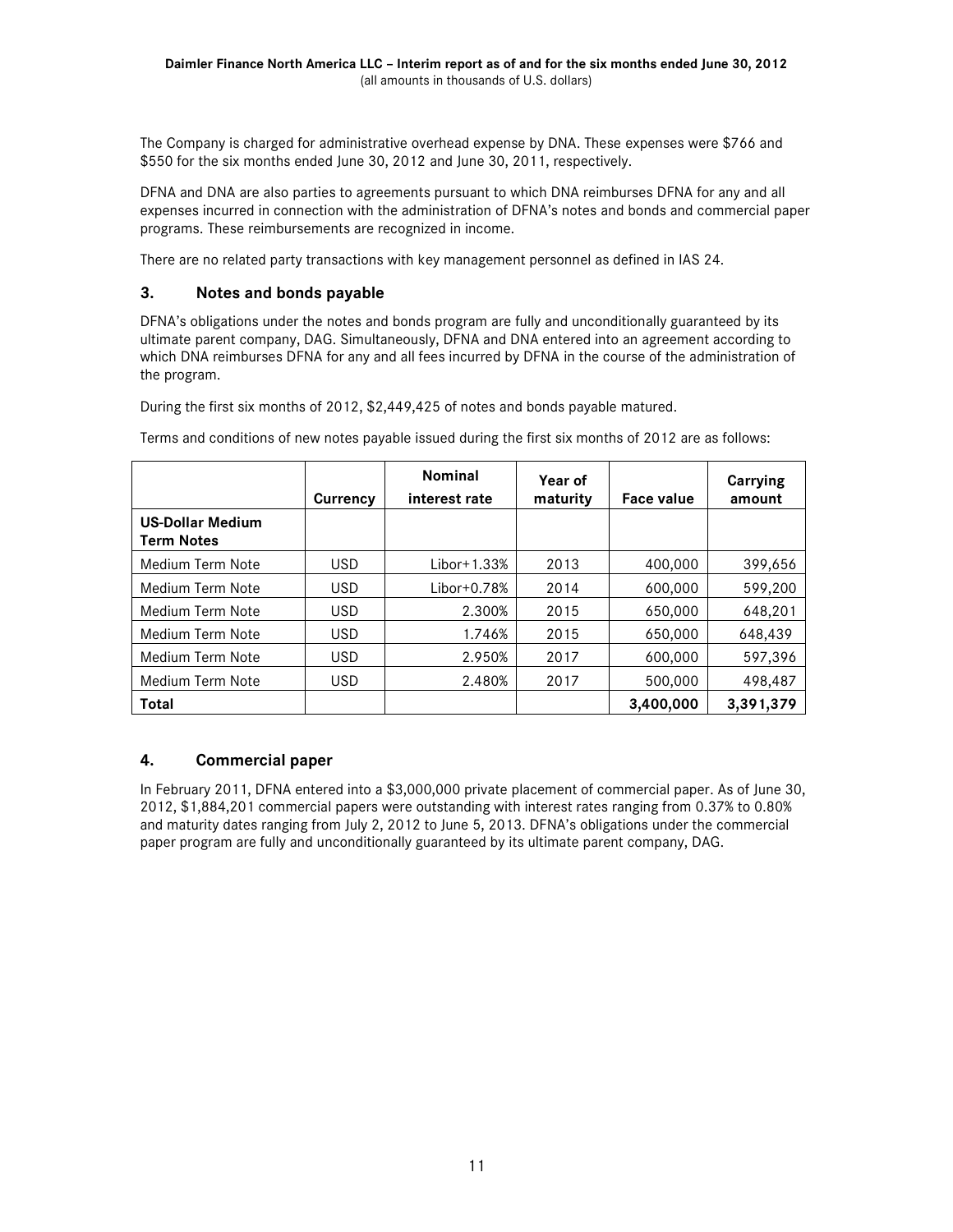The Company is charged for administrative overhead expense by DNA. These expenses were $766 and $550 for the six months ended June 30, 2012 and June 30, 2011, respectively.

DFNA and DNA are also parties to agreements pursuant to which DNA reimburses DFNA for any and all expenses incurred in connection with the administration of DFNA's notes and bonds and commercial paper programs. These reimbursements are recognized in income.

There are no related party transactions with key management personnel as defined in IAS 24.

## 3. Notes and bonds payable

DFNA's obligations under the notes and bonds program are fully and unconditionally guaranteed by its ultimate parent company, DAG. Simultaneously, DFNA and DNA entered into an agreement according to which DNA reimburses DFNA for any and all fees incurred by DFNA in the course of the administration of the program.

During the first six months of 2012, $2,449,425 of notes and bonds payable matured.

Terms and conditions of new notes payable issued during the first six months of 2012 are as follows:

| | Currency | Nominal interest rate | Year of maturity | Face value | Carrying amount |
|---|---|---|---|---|---|
| **US-Dollar Medium Term Notes** | | | | | |
| Medium Term Note | USD | Libor+1.33% | 2013 | 400,000 | 399,656 |
| Medium Term Note | USD | Libor+0.78% | 2014 | 600,000 | 599,200 |
| Medium Term Note | USD | 2.300% | 2015 | 650,000 | 648,201 |
| Medium Term Note | USD | 1.746% | 2015 | 650,000 | 648,439 |
| Medium Term Note | USD | 2.950% | 2017 | 600,000 | 597,396 |
| Medium Term Note | USD | 2.480% | 2017 | 500,000 | 498,487 |
| **Total** | | | | **3,400,000** | **3,391,379** |

## 4. Commercial paper

In February 2011, DFNA entered into a $3,000,000 private placement of commercial paper. As of June 30, 2012, $1,884,201 commercial papers were outstanding with interest rates ranging from 0.37% to 0.80% and maturity dates ranging from July 2, 2012 to June 5, 2013. DFNA's obligations under the commercial paper program are fully and unconditionally guaranteed by its ultimate parent company, DAG.